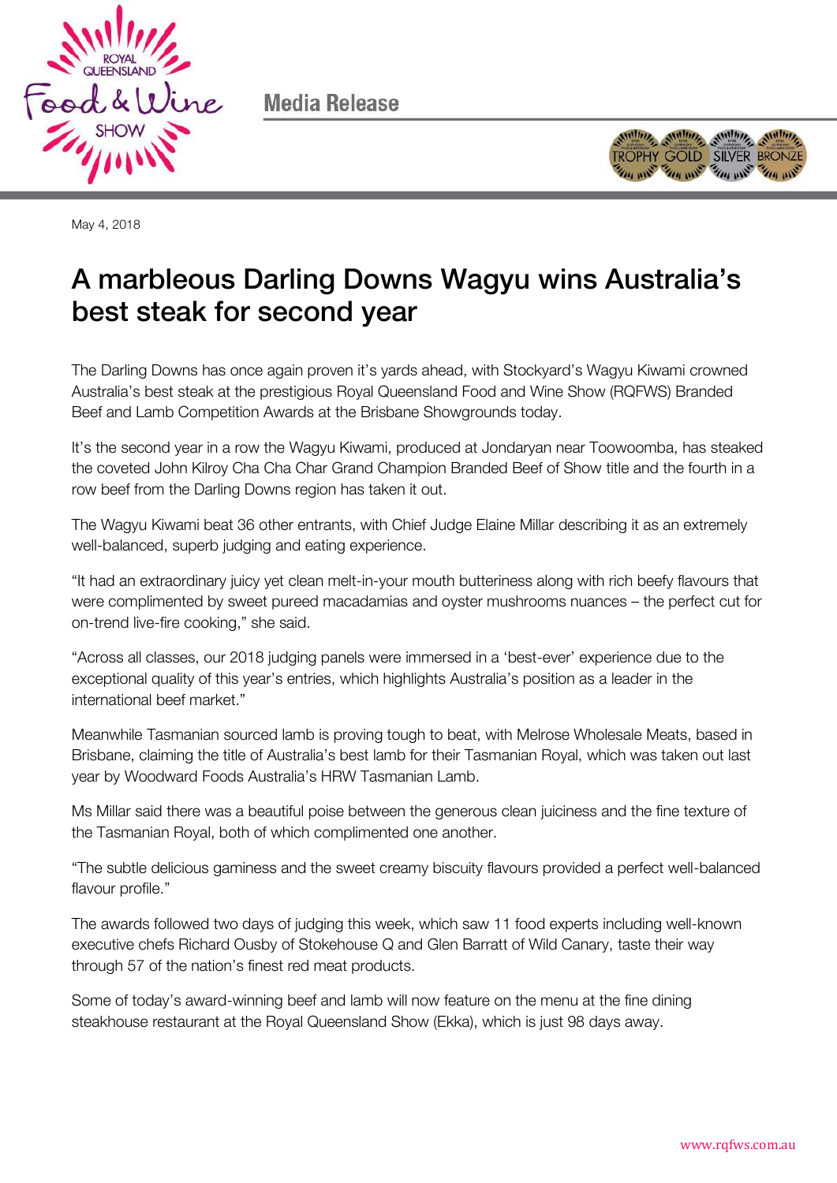Media Release

May 4, 2018

# A marbleous Darling Downs Wagyu wins Australia's best steak for second year

The Darling Downs has once again proven it's yards ahead, with Stockyard's Wagyu Kiwami crowned Australia's best steak at the prestigious Royal Queensland Food and Wine Show (RQFWS) Branded Beef and Lamb Competition Awards at the Brisbane Showgrounds today.

It's the second year in a row the Wagyu Kiwami, produced at Jondaryan near Toowoomba, has steaked the coveted John Kilroy Cha Cha Char Grand Champion Branded Beef of Show title and the fourth in a row beef from the Darling Downs region has taken it out.

The Wagyu Kiwami beat 36 other entrants, with Chief Judge Elaine Millar describing it as an extremely well-balanced, superb judging and eating experience.

"It had an extraordinary juicy yet clean melt-in-your mouth butteriness along with rich beefy flavours that were complimented by sweet pureed macadamias and oyster mushrooms nuances – the perfect cut for on-trend live-fire cooking," she said.

"Across all classes, our 2018 judging panels were immersed in a 'best-ever' experience due to the exceptional quality of this year's entries, which highlights Australia's position as a leader in the international beef market."

Meanwhile Tasmanian sourced lamb is proving tough to beat, with Melrose Wholesale Meats, based in Brisbane, claiming the title of Australia's best lamb for their Tasmanian Royal, which was taken out last year by Woodward Foods Australia's HRW Tasmanian Lamb.

Ms Millar said there was a beautiful poise between the generous clean juiciness and the fine texture of the Tasmanian Royal, both of which complimented one another.

"The subtle delicious gaminess and the sweet creamy biscuity flavours provided a perfect well-balanced flavour profile."

The awards followed two days of judging this week, which saw 11 food experts including well-known executive chefs Richard Ousby of Stokehouse Q and Glen Barratt of Wild Canary, taste their way through 57 of the nation's finest red meat products.

Some of today's award-winning beef and lamb will now feature on the menu at the fine dining steakhouse restaurant at the Royal Queensland Show (Ekka), which is just 98 days away.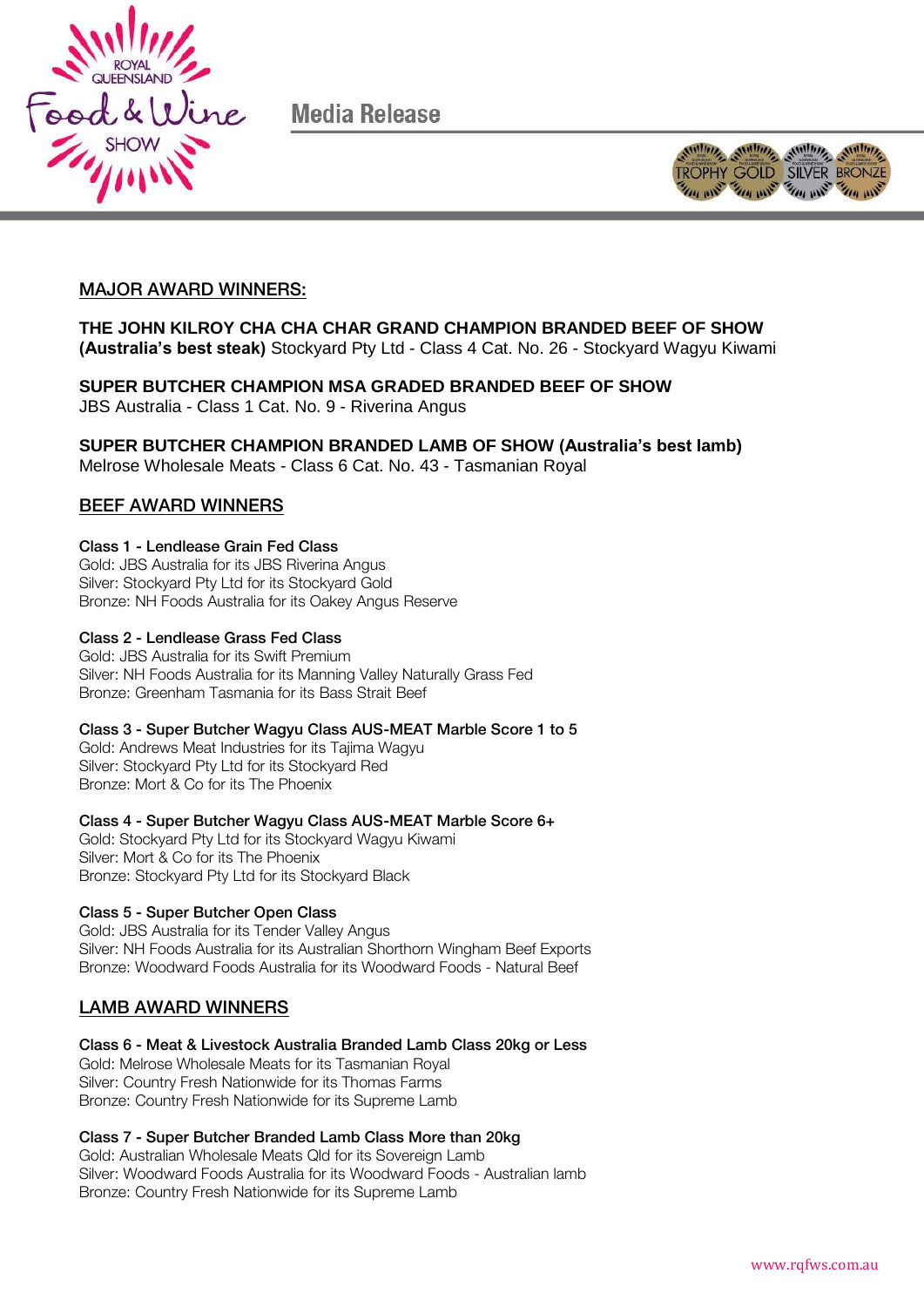Media Release

## MAJOR AWARD WINNERS:

**THE JOHN KILROY CHA CHA CHAR GRAND CHAMPION BRANDED BEEF OF SHOW (Australia's best steak)** Stockyard Pty Ltd - Class 4 Cat. No. 26 - Stockyard Wagyu Kiwami

**SUPER BUTCHER CHAMPION MSA GRADED BRANDED BEEF OF SHOW**
JBS Australia - Class 1 Cat. No. 9 - Riverina Angus

**SUPER BUTCHER CHAMPION BRANDED LAMB OF SHOW (Australia's best lamb)**
Melrose Wholesale Meats - Class 6 Cat. No. 43 - Tasmanian Royal

## BEEF AWARD WINNERS

**Class 1 - Lendlease Grain Fed Class**
Gold: JBS Australia for its JBS Riverina Angus
Silver: Stockyard Pty Ltd for its Stockyard Gold
Bronze: NH Foods Australia for its Oakey Angus Reserve

**Class 2 - Lendlease Grass Fed Class**
Gold: JBS Australia for its Swift Premium
Silver: NH Foods Australia for its Manning Valley Naturally Grass Fed
Bronze: Greenham Tasmania for its Bass Strait Beef

**Class 3 - Super Butcher Wagyu Class AUS-MEAT Marble Score 1 to 5**
Gold: Andrews Meat Industries for its Tajima Wagyu
Silver: Stockyard Pty Ltd for its Stockyard Red
Bronze: Mort & Co for its The Phoenix

**Class 4 - Super Butcher Wagyu Class AUS-MEAT Marble Score 6+**
Gold: Stockyard Pty Ltd for its Stockyard Wagyu Kiwami
Silver: Mort & Co for its The Phoenix
Bronze: Stockyard Pty Ltd for its Stockyard Black

**Class 5 - Super Butcher Open Class**
Gold: JBS Australia for its Tender Valley Angus
Silver: NH Foods Australia for its Australian Shorthorn Wingham Beef Exports
Bronze: Woodward Foods Australia for its Woodward Foods - Natural Beef

## LAMB AWARD WINNERS

**Class 6 - Meat & Livestock Australia Branded Lamb Class 20kg or Less**
Gold: Melrose Wholesale Meats for its Tasmanian Royal
Silver: Country Fresh Nationwide for its Thomas Farms
Bronze: Country Fresh Nationwide for its Supreme Lamb

**Class 7 - Super Butcher Branded Lamb Class More than 20kg**
Gold: Australian Wholesale Meats Qld for its Sovereign Lamb
Silver: Woodward Foods Australia for its Woodward Foods - Australian lamb
Bronze: Country Fresh Nationwide for its Supreme Lamb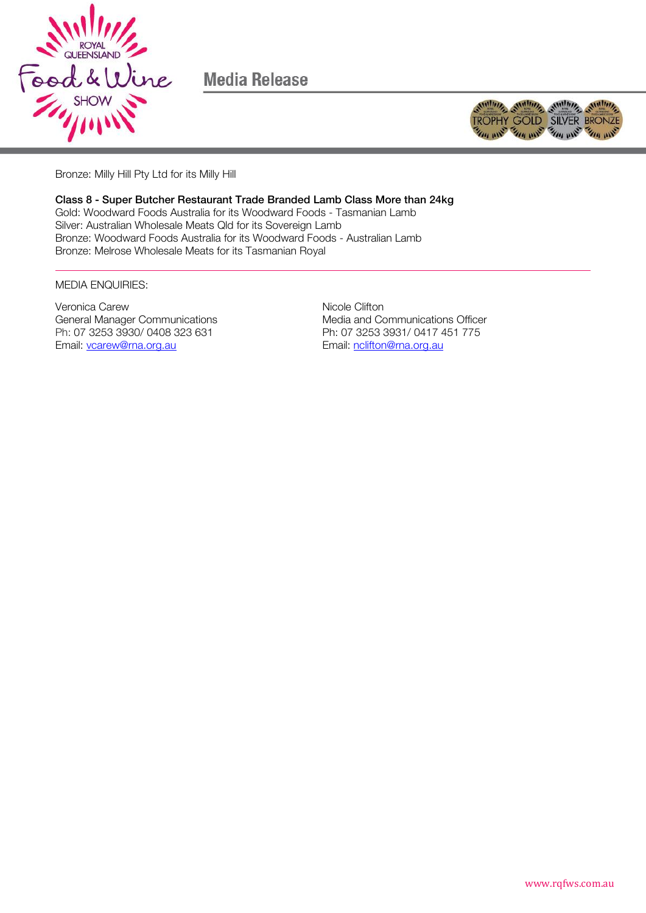Bronze: Milly Hill Pty Ltd for its Milly Hill

**Class 8 - Super Butcher Restaurant Trade Branded Lamb Class More than 24kg**
Gold: Woodward Foods Australia for its Woodward Foods - Tasmanian Lamb
Silver: Australian Wholesale Meats Qld for its Sovereign Lamb
Bronze: Woodward Foods Australia for its Woodward Foods - Australian Lamb
Bronze: Melrose Wholesale Meats for its Tasmanian Royal

---

MEDIA ENQUIRIES:

Veronica Carew
General Manager Communications
Ph: 07 3253 3930/ 0408 323 631
Email: vcarew@rna.org.au

Nicole Clifton
Media and Communications Officer
Ph: 07 3253 3931/ 0417 451 775
Email: nclifton@rna.org.au